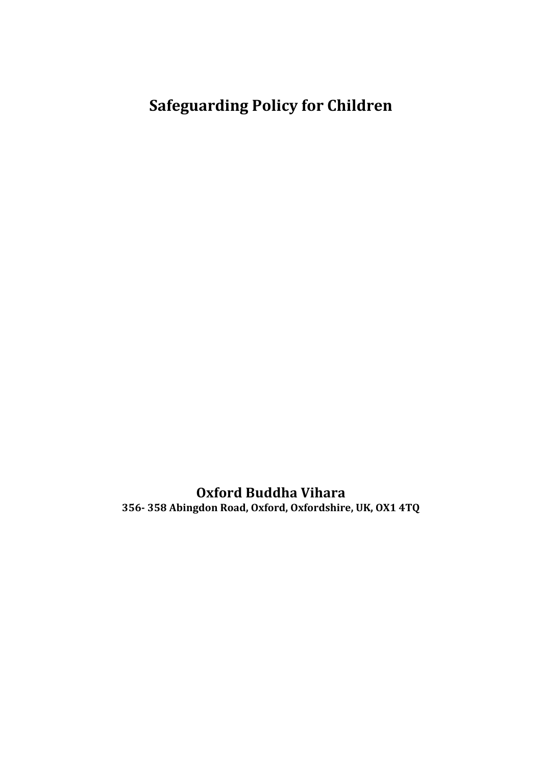# Safeguarding Policy for Children

**Oxford Buddha Vihara**
**356- 358 Abingdon Road, Oxford, Oxfordshire, UK, OX1 4TQ**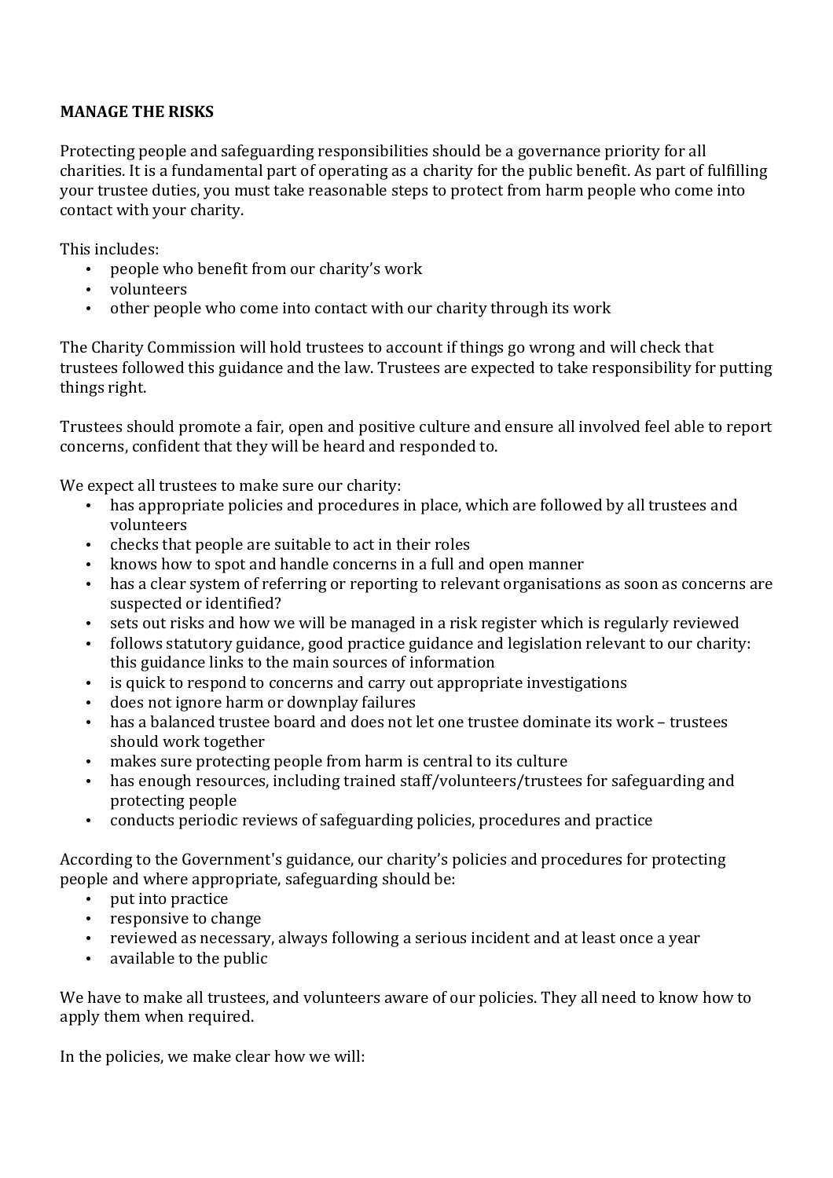**MANAGE THE RISKS**

Protecting people and safeguarding responsibilities should be a governance priority for all charities. It is a fundamental part of operating as a charity for the public benefit. As part of fulfilling your trustee duties, you must take reasonable steps to protect from harm people who come into contact with your charity.

This includes:

- people who benefit from our charity's work
- volunteers
- other people who come into contact with our charity through its work

The Charity Commission will hold trustees to account if things go wrong and will check that trustees followed this guidance and the law. Trustees are expected to take responsibility for putting things right.

Trustees should promote a fair, open and positive culture and ensure all involved feel able to report concerns, confident that they will be heard and responded to.

We expect all trustees to make sure our charity:

- has appropriate policies and procedures in place, which are followed by all trustees and volunteers
- checks that people are suitable to act in their roles
- knows how to spot and handle concerns in a full and open manner
- has a clear system of referring or reporting to relevant organisations as soon as concerns are suspected or identified?
- sets out risks and how we will be managed in a risk register which is regularly reviewed
- follows statutory guidance, good practice guidance and legislation relevant to our charity: this guidance links to the main sources of information
- is quick to respond to concerns and carry out appropriate investigations
- does not ignore harm or downplay failures
- has a balanced trustee board and does not let one trustee dominate its work – trustees should work together
- makes sure protecting people from harm is central to its culture
- has enough resources, including trained staff/volunteers/trustees for safeguarding and protecting people
- conducts periodic reviews of safeguarding policies, procedures and practice

According to the Government's guidance, our charity's policies and procedures for protecting people and where appropriate, safeguarding should be:

- put into practice
- responsive to change
- reviewed as necessary, always following a serious incident and at least once a year
- available to the public

We have to make all trustees, and volunteers aware of our policies. They all need to know how to apply them when required.

In the policies, we make clear how we will: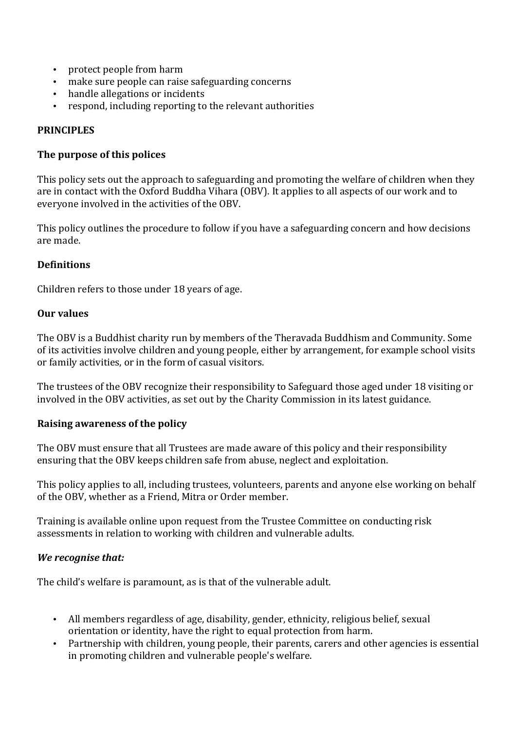- protect people from harm
- make sure people can raise safeguarding concerns
- handle allegations or incidents
- respond, including reporting to the relevant authorities

**PRINCIPLES**

**The purpose of this polices**

This policy sets out the approach to safeguarding and promoting the welfare of children when they are in contact with the Oxford Buddha Vihara (OBV). It applies to all aspects of our work and to everyone involved in the activities of the OBV.

This policy outlines the procedure to follow if you have a safeguarding concern and how decisions are made.

**Definitions**

Children refers to those under 18 years of age.

**Our values**

The OBV is a Buddhist charity run by members of the Theravada Buddhism and Community. Some of its activities involve children and young people, either by arrangement, for example school visits or family activities, or in the form of casual visitors.

The trustees of the OBV recognize their responsibility to Safeguard those aged under 18 visiting or involved in the OBV activities, as set out by the Charity Commission in its latest guidance.

**Raising awareness of the policy**

The OBV must ensure that all Trustees are made aware of this policy and their responsibility ensuring that the OBV keeps children safe from abuse, neglect and exploitation.

This policy applies to all, including trustees, volunteers, parents and anyone else working on behalf of the OBV, whether as a Friend, Mitra or Order member.

Training is available online upon request from the Trustee Committee on conducting risk assessments in relation to working with children and vulnerable adults.

***We recognise that:***

The child's welfare is paramount, as is that of the vulnerable adult.

- All members regardless of age, disability, gender, ethnicity, religious belief, sexual orientation or identity, have the right to equal protection from harm.
- Partnership with children, young people, their parents, carers and other agencies is essential in promoting children and vulnerable people's welfare.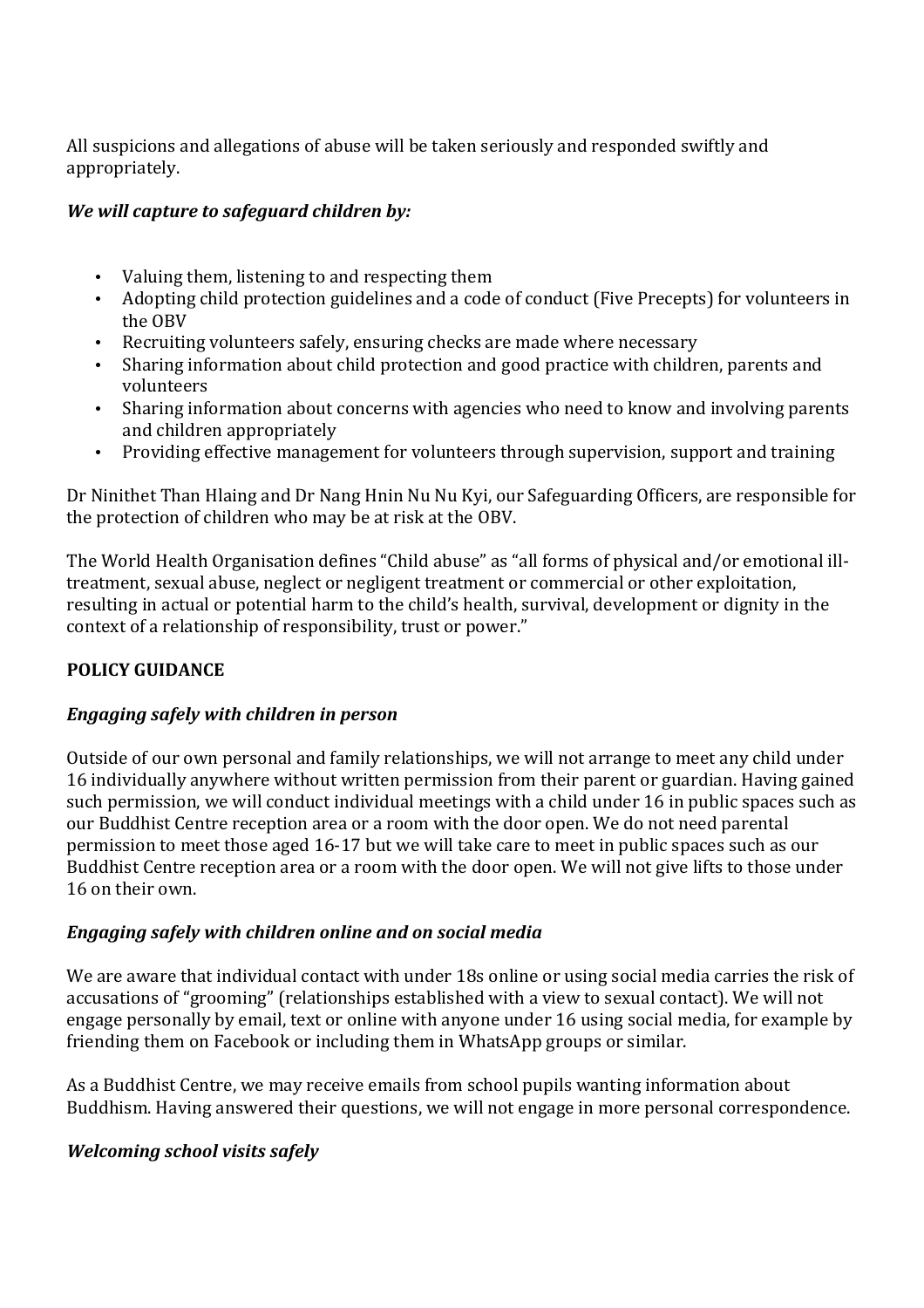All suspicions and allegations of abuse will be taken seriously and responded swiftly and appropriately.

***We will capture to safeguard children by:***

- Valuing them, listening to and respecting them
- Adopting child protection guidelines and a code of conduct (Five Precepts) for volunteers in the OBV
- Recruiting volunteers safely, ensuring checks are made where necessary
- Sharing information about child protection and good practice with children, parents and volunteers
- Sharing information about concerns with agencies who need to know and involving parents and children appropriately
- Providing effective management for volunteers through supervision, support and training

Dr Ninithet Than Hlaing and Dr Nang Hnin Nu Nu Kyi, our Safeguarding Officers, are responsible for the protection of children who may be at risk at the OBV.

The World Health Organisation defines "Child abuse" as "all forms of physical and/or emotional ill-treatment, sexual abuse, neglect or negligent treatment or commercial or other exploitation, resulting in actual or potential harm to the child's health, survival, development or dignity in the context of a relationship of responsibility, trust or power."

**POLICY GUIDANCE**

***Engaging safely with children in person***

Outside of our own personal and family relationships, we will not arrange to meet any child under 16 individually anywhere without written permission from their parent or guardian. Having gained such permission, we will conduct individual meetings with a child under 16 in public spaces such as our Buddhist Centre reception area or a room with the door open. We do not need parental permission to meet those aged 16-17 but we will take care to meet in public spaces such as our Buddhist Centre reception area or a room with the door open. We will not give lifts to those under 16 on their own.

***Engaging safely with children online and on social media***

We are aware that individual contact with under 18s online or using social media carries the risk of accusations of "grooming" (relationships established with a view to sexual contact). We will not engage personally by email, text or online with anyone under 16 using social media, for example by friending them on Facebook or including them in WhatsApp groups or similar.

As a Buddhist Centre, we may receive emails from school pupils wanting information about Buddhism. Having answered their questions, we will not engage in more personal correspondence.

***Welcoming school visits safely***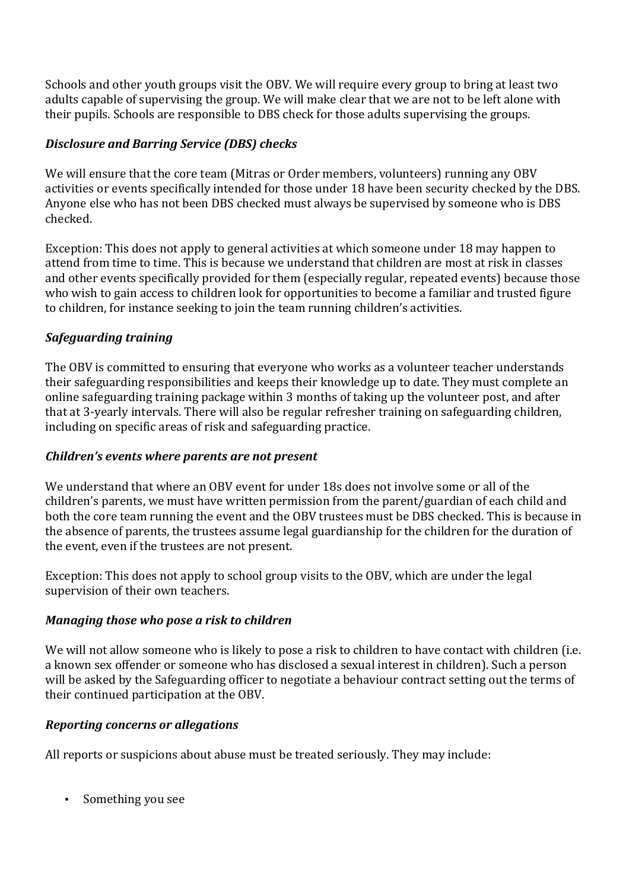Schools and other youth groups visit the OBV. We will require every group to bring at least two adults capable of supervising the group. We will make clear that we are not to be left alone with their pupils. Schools are responsible to DBS check for those adults supervising the groups.

### *Disclosure and Barring Service (DBS) checks*

We will ensure that the core team (Mitras or Order members, volunteers) running any OBV activities or events specifically intended for those under 18 have been security checked by the DBS. Anyone else who has not been DBS checked must always be supervised by someone who is DBS checked.

Exception: This does not apply to general activities at which someone under 18 may happen to attend from time to time. This is because we understand that children are most at risk in classes and other events specifically provided for them (especially regular, repeated events) because those who wish to gain access to children look for opportunities to become a familiar and trusted figure to children, for instance seeking to join the team running children's activities.

### *Safeguarding training*

The OBV is committed to ensuring that everyone who works as a volunteer teacher understands their safeguarding responsibilities and keeps their knowledge up to date. They must complete an online safeguarding training package within 3 months of taking up the volunteer post, and after that at 3-yearly intervals. There will also be regular refresher training on safeguarding children, including on specific areas of risk and safeguarding practice.

### *Children's events where parents are not present*

We understand that where an OBV event for under 18s does not involve some or all of the children's parents, we must have written permission from the parent/guardian of each child and both the core team running the event and the OBV trustees must be DBS checked. This is because in the absence of parents, the trustees assume legal guardianship for the children for the duration of the event, even if the trustees are not present.

Exception: This does not apply to school group visits to the OBV, which are under the legal supervision of their own teachers.

### *Managing those who pose a risk to children*

We will not allow someone who is likely to pose a risk to children to have contact with children (i.e. a known sex offender or someone who has disclosed a sexual interest in children). Such a person will be asked by the Safeguarding officer to negotiate a behaviour contract setting out the terms of their continued participation at the OBV.

### *Reporting concerns or allegations*

All reports or suspicions about abuse must be treated seriously. They may include:

- Something you see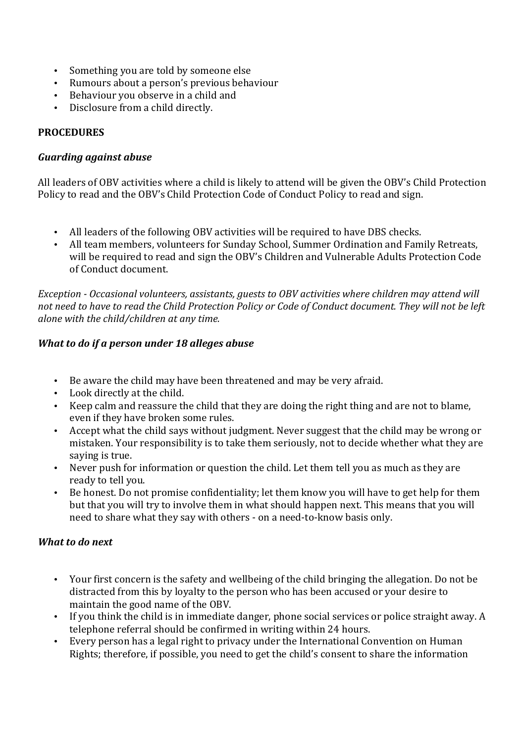- Something you are told by someone else
- Rumours about a person's previous behaviour
- Behaviour you observe in a child and
- Disclosure from a child directly.

**PROCEDURES**

***Guarding against abuse***

All leaders of OBV activities where a child is likely to attend will be given the OBV's Child Protection Policy to read and the OBV's Child Protection Code of Conduct Policy to read and sign.

- All leaders of the following OBV activities will be required to have DBS checks.
- All team members, volunteers for Sunday School, Summer Ordination and Family Retreats, will be required to read and sign the OBV's Children and Vulnerable Adults Protection Code of Conduct document.

*Exception - Occasional volunteers, assistants, guests to OBV activities where children may attend will not need to have to read the Child Protection Policy or Code of Conduct document. They will not be left alone with the child/children at any time.*

***What to do if a person under 18 alleges abuse***

- Be aware the child may have been threatened and may be very afraid.
- Look directly at the child.
- Keep calm and reassure the child that they are doing the right thing and are not to blame, even if they have broken some rules.
- Accept what the child says without judgment. Never suggest that the child may be wrong or mistaken. Your responsibility is to take them seriously, not to decide whether what they are saying is true.
- Never push for information or question the child. Let them tell you as much as they are ready to tell you.
- Be honest. Do not promise confidentiality; let them know you will have to get help for them but that you will try to involve them in what should happen next. This means that you will need to share what they say with others - on a need-to-know basis only.

***What to do next***

- Your first concern is the safety and wellbeing of the child bringing the allegation. Do not be distracted from this by loyalty to the person who has been accused or your desire to maintain the good name of the OBV.
- If you think the child is in immediate danger, phone social services or police straight away. A telephone referral should be confirmed in writing within 24 hours.
- Every person has a legal right to privacy under the International Convention on Human Rights; therefore, if possible, you need to get the child's consent to share the information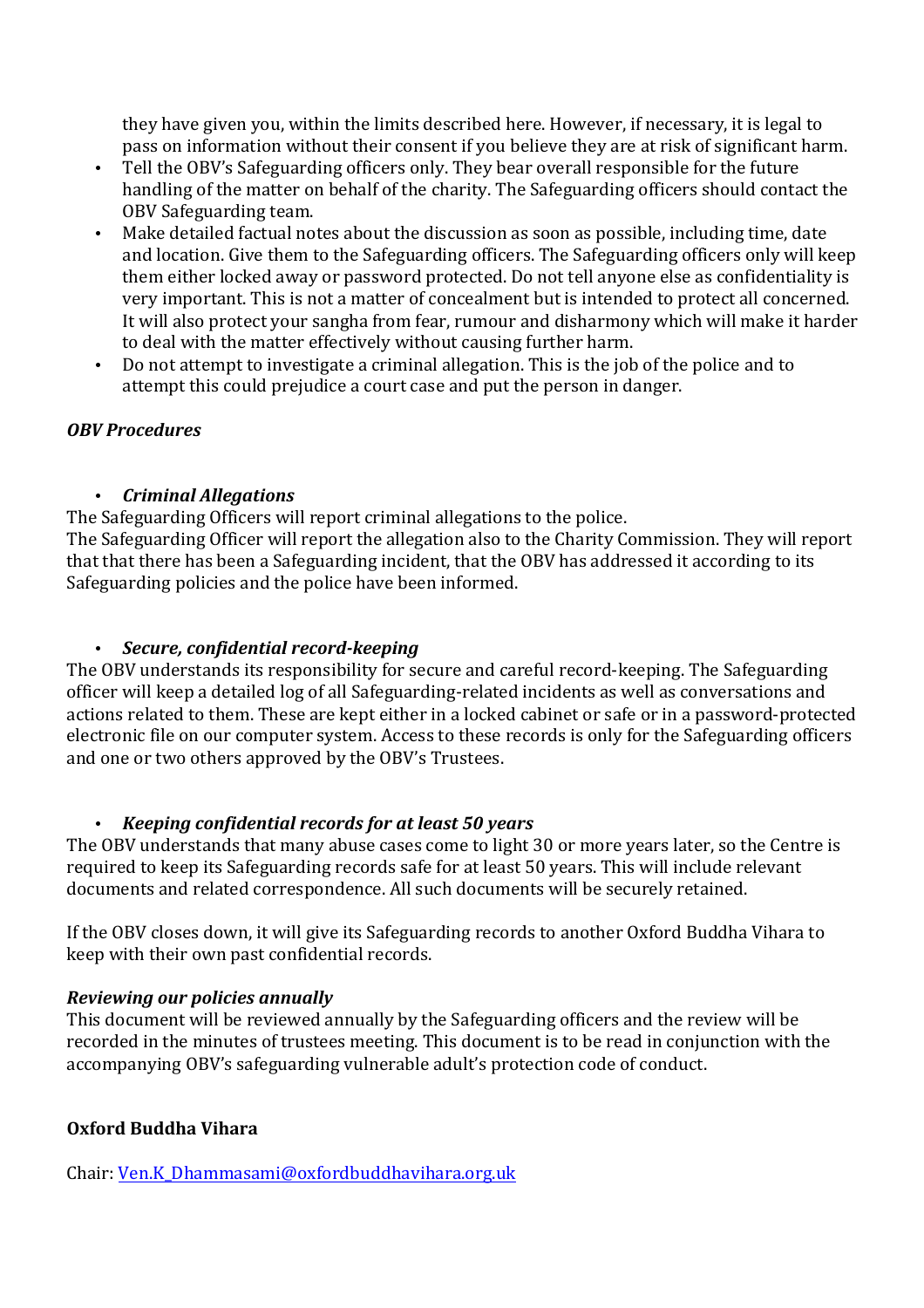they have given you, within the limits described here. However, if necessary, it is legal to pass on information without their consent if you believe they are at risk of significant harm.

- Tell the OBV's Safeguarding officers only. They bear overall responsible for the future handling of the matter on behalf of the charity. The Safeguarding officers should contact the OBV Safeguarding team.
- Make detailed factual notes about the discussion as soon as possible, including time, date and location. Give them to the Safeguarding officers. The Safeguarding officers only will keep them either locked away or password protected. Do not tell anyone else as confidentiality is very important. This is not a matter of concealment but is intended to protect all concerned. It will also protect your sangha from fear, rumour and disharmony which will make it harder to deal with the matter effectively without causing further harm.
- Do not attempt to investigate a criminal allegation. This is the job of the police and to attempt this could prejudice a court case and put the person in danger.

***OBV Procedures***

- ***Criminal Allegations***

The Safeguarding Officers will report criminal allegations to the police.
The Safeguarding Officer will report the allegation also to the Charity Commission. They will report that that there has been a Safeguarding incident, that the OBV has addressed it according to its Safeguarding policies and the police have been informed.

- ***Secure, confidential record-keeping***

The OBV understands its responsibility for secure and careful record-keeping. The Safeguarding officer will keep a detailed log of all Safeguarding-related incidents as well as conversations and actions related to them. These are kept either in a locked cabinet or safe or in a password-protected electronic file on our computer system. Access to these records is only for the Safeguarding officers and one or two others approved by the OBV's Trustees.

- ***Keeping confidential records for at least 50 years***

The OBV understands that many abuse cases come to light 30 or more years later, so the Centre is required to keep its Safeguarding records safe for at least 50 years. This will include relevant documents and related correspondence. All such documents will be securely retained.

If the OBV closes down, it will give its Safeguarding records to another Oxford Buddha Vihara to keep with their own past confidential records.

***Reviewing our policies annually***

This document will be reviewed annually by the Safeguarding officers and the review will be recorded in the minutes of trustees meeting. This document is to be read in conjunction with the accompanying OBV's safeguarding vulnerable adult's protection code of conduct.

**Oxford Buddha Vihara**

Chair: [Ven.K_Dhammasami@oxfordbuddhavihara.org.uk](mailto:Ven.K_Dhammasami@oxfordbuddhavihara.org.uk)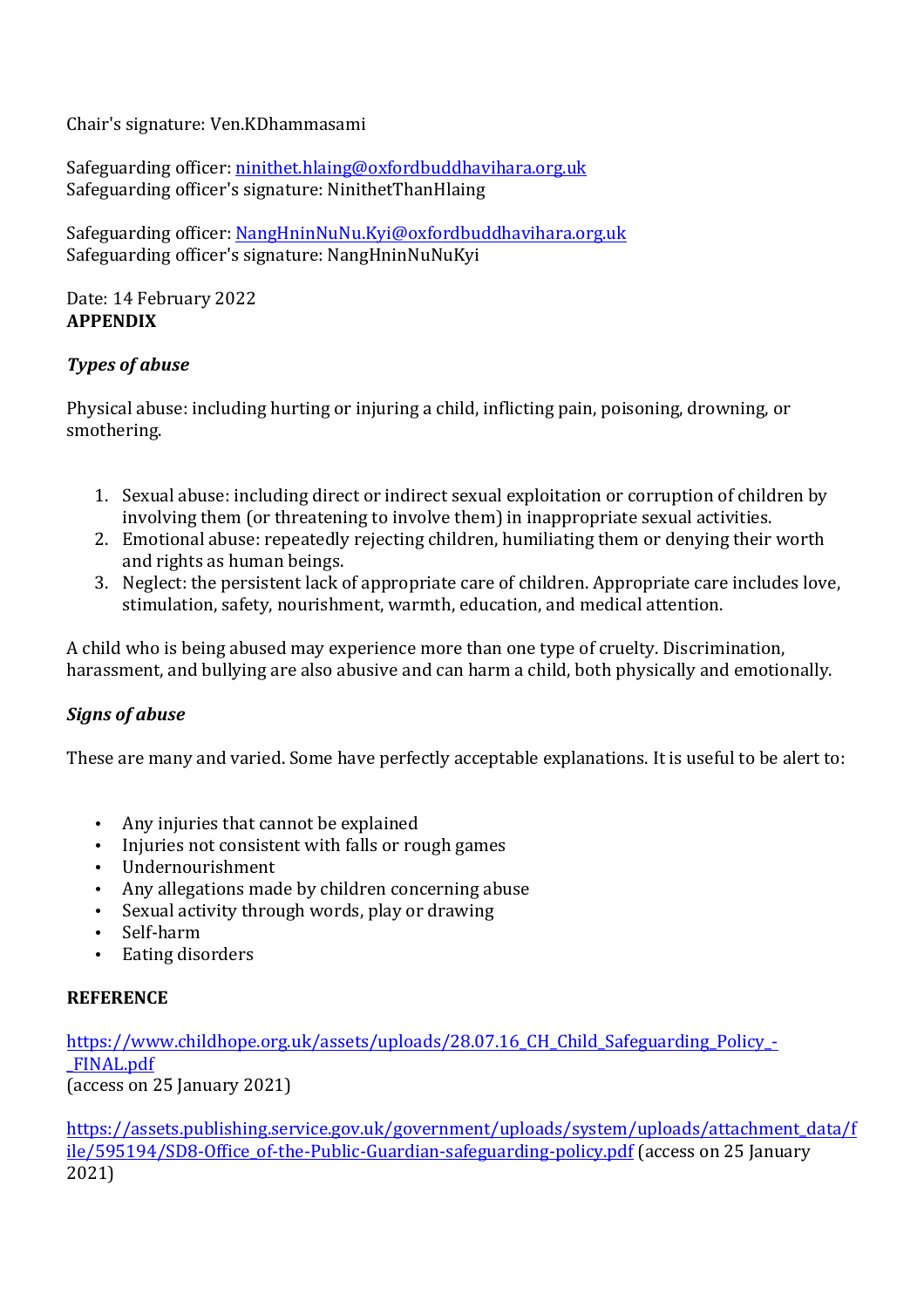Chair's signature: Ven.KDhammasami

Safeguarding officer: [ninithet.hlaing@oxfordbuddhavihara.org.uk](mailto:ninithet.hlaing@oxfordbuddhavihara.org.uk)
Safeguarding officer's signature: NinithetThanHlaing

Safeguarding officer: [NangHninNuNu.Kyi@oxfordbuddhavihara.org.uk](mailto:NangHninNuNu.Kyi@oxfordbuddhavihara.org.uk)
Safeguarding officer's signature: NangHninNuNuKyi

Date: 14 February 2022

**APPENDIX**

***Types of abuse***

Physical abuse: including hurting or injuring a child, inflicting pain, poisoning, drowning, or smothering.

1. Sexual abuse: including direct or indirect sexual exploitation or corruption of children by involving them (or threatening to involve them) in inappropriate sexual activities.
2. Emotional abuse: repeatedly rejecting children, humiliating them or denying their worth and rights as human beings.
3. Neglect: the persistent lack of appropriate care of children. Appropriate care includes love, stimulation, safety, nourishment, warmth, education, and medical attention.

A child who is being abused may experience more than one type of cruelty. Discrimination, harassment, and bullying are also abusive and can harm a child, both physically and emotionally.

***Signs of abuse***

These are many and varied. Some have perfectly acceptable explanations. It is useful to be alert to:

- Any injuries that cannot be explained
- Injuries not consistent with falls or rough games
- Undernourishment
- Any allegations made by children concerning abuse
- Sexual activity through words, play or drawing
- Self-harm
- Eating disorders

**REFERENCE**

[https://www.childhope.org.uk/assets/uploads/28.07.16_CH_Child_Safeguarding_Policy_-_FINAL.pdf](https://www.childhope.org.uk/assets/uploads/28.07.16_CH_Child_Safeguarding_Policy_-_FINAL.pdf)
(access on 25 January 2021)

[https://assets.publishing.service.gov.uk/government/uploads/system/uploads/attachment_data/file/595194/SD8-Office_of-the-Public-Guardian-safeguarding-policy.pdf](https://assets.publishing.service.gov.uk/government/uploads/system/uploads/attachment_data/file/595194/SD8-Office_of-the-Public-Guardian-safeguarding-policy.pdf) (access on 25 January 2021)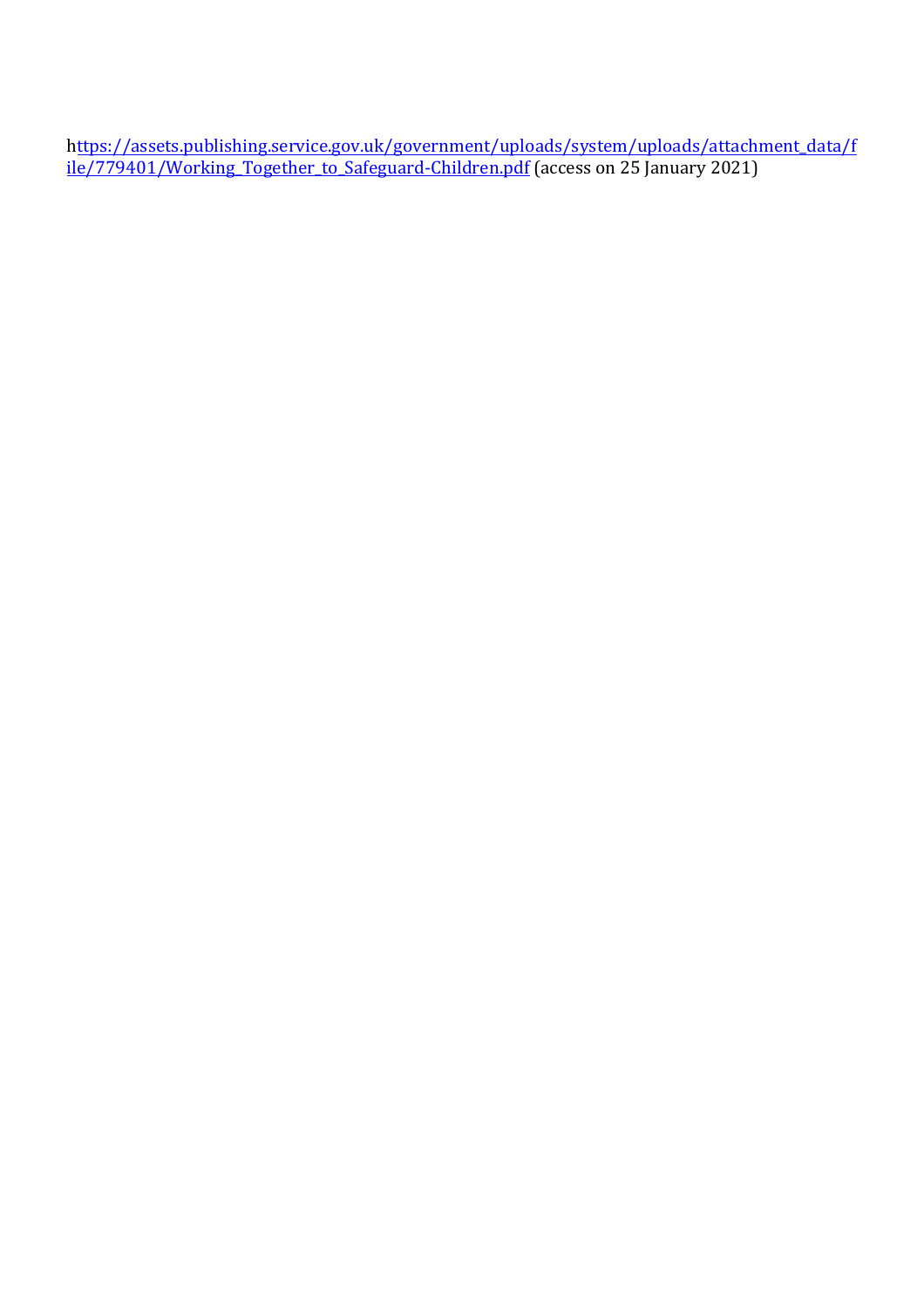https://assets.publishing.service.gov.uk/government/uploads/system/uploads/attachment_data/file/779401/Working_Together_to_Safeguard-Children.pdf (access on 25 January 2021)